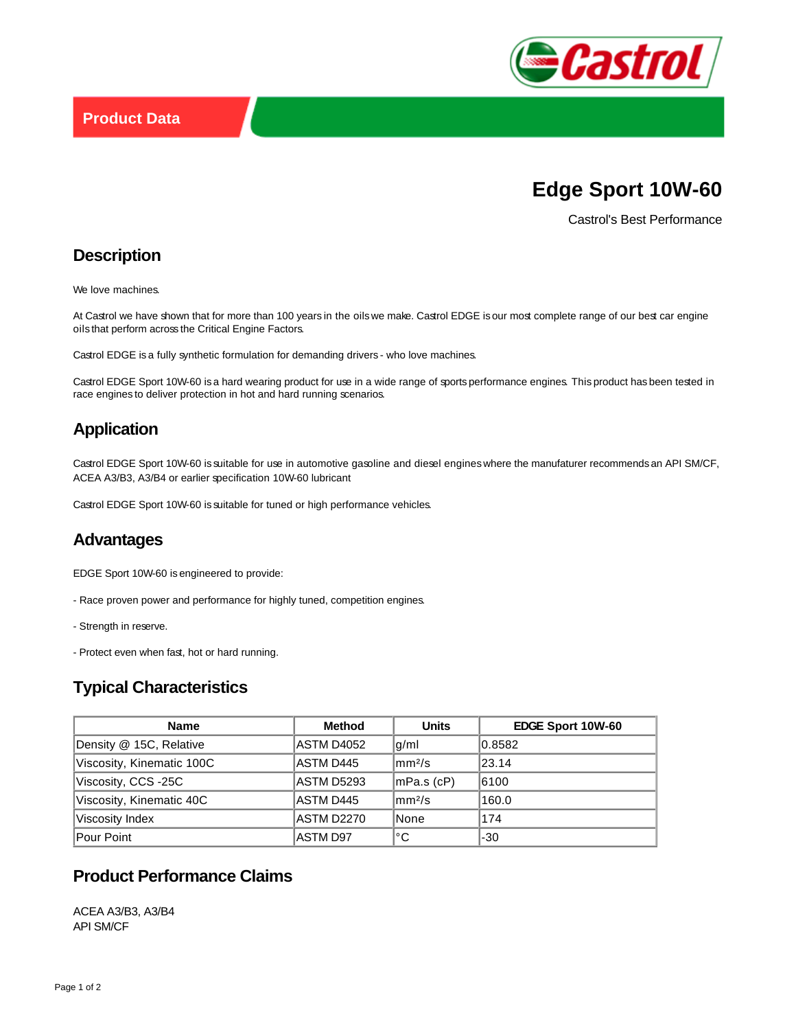Product Data

# Edge Sport 10W-60

Castrol's Best Performance

## Description

We love machines.

At Castrol we have shown that for more than 100 years in the oils we make. Castrol EDGE is our most complete range of our best car engine oils that perform across the Critical Engine Factors.

Castrol EDGE is a fully synthetic formulation for demanding drivers - who love machines.

Castrol EDGE Sport 10W-60 is a hard wearing product for use in a wide range of sports performance engines. This product has been tested in race engines to deliver protection in hot and hard running scenarios.

## Application

Castrol EDGE Sport 10W-60 is suitable for use in automotive gasoline and diesel engines where the manufacturer recommends an API SM/CF, ACEA A3/B3, A3/B4 or earlier specification 10W-60 lubricant

Castrol EDGE Sport 10W-60 is suitable for tuned or high performance vehicles.

## Advantages

EDGE Sport 10W-60 is engineered to provide:

- Race proven power and performance for highly tuned, competition engines.

- Strength in reserve.

- Protect even when fast, hot or hard running.

## Typical Characteristics

| Name | Method | Units | EDGE Sport 10W-60 |
|---|---|---|---|
| Density @ 15C, Relative | ASTM D4052 | g/ml | 0.8582 |
| Viscosity, Kinematic 100C | ASTM D445 | mm²/s | 23.14 |
| Viscosity, CCS -25C | ASTM D5293 | mPa.s (cP) | 6100 |
| Viscosity, Kinematic 40C | ASTM D445 | mm²/s | 160.0 |
| Viscosity Index | ASTM D2270 | None | 174 |
| Pour Point | ASTM D97 | °C | -30 |

## Product Performance Claims

ACEA A3/B3, A3/B4
API SM/CF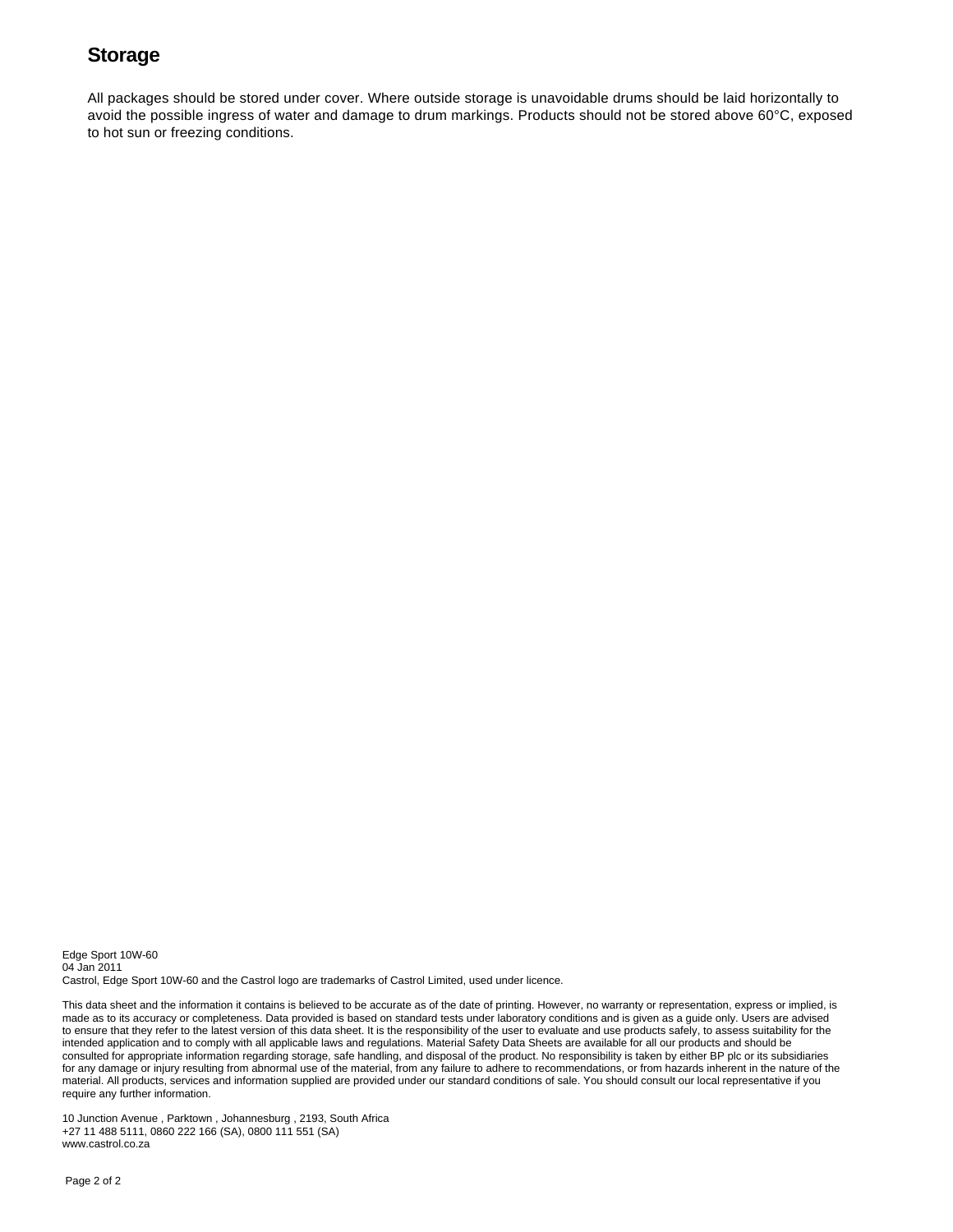## Storage

All packages should be stored under cover. Where outside storage is unavoidable drums should be laid horizontally to avoid the possible ingress of water and damage to drum markings. Products should not be stored above 60°C, exposed to hot sun or freezing conditions.

Edge Sport 10W-60
04 Jan 2011
Castrol, Edge Sport 10W-60 and the Castrol logo are trademarks of Castrol Limited, used under licence.

This data sheet and the information it contains is believed to be accurate as of the date of printing. However, no warranty or representation, express or implied, is made as to its accuracy or completeness. Data provided is based on standard tests under laboratory conditions and is given as a guide only. Users are advised to ensure that they refer to the latest version of this data sheet. It is the responsibility of the user to evaluate and use products safely, to assess suitability for the intended application and to comply with all applicable laws and regulations. Material Safety Data Sheets are available for all our products and should be consulted for appropriate information regarding storage, safe handling, and disposal of the product. No responsibility is taken by either BP plc or its subsidiaries for any damage or injury resulting from abnormal use of the material, from any failure to adhere to recommendations, or from hazards inherent in the nature of the material. All products, services and information supplied are provided under our standard conditions of sale. You should consult our local representative if you require any further information.

10 Junction Avenue , Parktown , Johannesburg , 2193, South Africa
+27 11 488 5111, 0860 222 166 (SA), 0800 111 551 (SA)
www.castrol.co.za